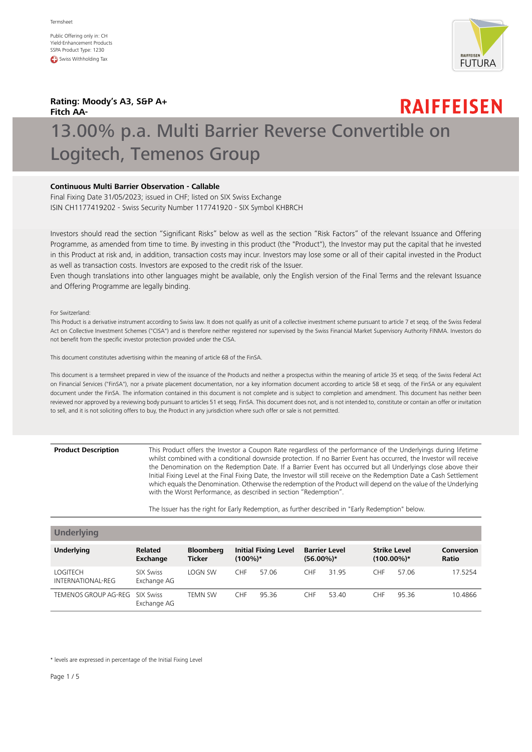Termsheet

Public Offering only in: CH
Yield-Enhancement Products
SSPA Product Type: 1230
Swiss Withholding Tax

**Rating: Moody's A3, S&P A+**
**Fitch AA-**

RAIFFEISEN

# 13.00% p.a. Multi Barrier Reverse Convertible on Logitech, Temenos Group

**Continuous Multi Barrier Observation - Callable**

Final Fixing Date 31/05/2023; issued in CHF; listed on SIX Swiss Exchange
ISIN CH1177419202 - Swiss Security Number 117741920 - SIX Symbol KHBRCH

Investors should read the section "Significant Risks" below as well as the section "Risk Factors" of the relevant Issuance and Offering Programme, as amended from time to time. By investing in this product (the "Product"), the Investor may put the capital that he invested in this Product at risk and, in addition, transaction costs may incur. Investors may lose some or all of their capital invested in the Product as well as transaction costs. Investors are exposed to the credit risk of the Issuer.
Even though translations into other languages might be available, only the English version of the Final Terms and the relevant Issuance and Offering Programme are legally binding.

For Switzerland:
This Product is a derivative instrument according to Swiss law. It does not qualify as unit of a collective investment scheme pursuant to article 7 et seqq. of the Swiss Federal Act on Collective Investment Schemes ("CISA") and is therefore neither registered nor supervised by the Swiss Financial Market Supervisory Authority FINMA. Investors do not benefit from the specific investor protection provided under the CISA.

This document constitutes advertising within the meaning of article 68 of the FinSA.

This document is a termsheet prepared in view of the issuance of the Products and neither a prospectus within the meaning of article 35 et seqq. of the Swiss Federal Act on Financial Services ("FinSA"), nor a private placement documentation, nor a key information document according to article 58 et seqq. of the FinSA or any equivalent document under the FinSA. The information contained in this document is not complete and is subject to completion and amendment. This document has neither been reviewed nor approved by a reviewing body pursuant to articles 51 et seqq. FinSA. This document does not, and is not intended to, constitute or contain an offer or invitation to sell, and it is not soliciting offers to buy, the Product in any jurisdiction where such offer or sale is not permitted.

| | |
|---|---|
| **Product Description** | This Product offers the Investor a Coupon Rate regardless of the performance of the Underlyings during lifetime whilst combined with a conditional downside protection. If no Barrier Event has occurred, the Investor will receive the Denomination on the Redemption Date. If a Barrier Event has occurred but all Underlyings close above their Initial Fixing Level at the Final Fixing Date, the Investor will still receive on the Redemption Date a Cash Settlement which equals the Denomination. Otherwise the redemption of the Product will depend on the value of the Underlying with the Worst Performance, as described in section "Redemption".<br><br>The Issuer has the right for Early Redemption, as further described in "Early Redemption" below. |

## Underlying

| Underlying | Related Exchange | Bloomberg Ticker | Initial Fixing Level (100%)* | Barrier Level (56.00%)* | Strike Level (100.00%)* | Conversion Ratio |
|---|---|---|---|---|---|---|
| LOGITECH INTERNATIONAL-REG | SIX Swiss Exchange AG | LOGN SW | CHF 57.06 | CHF 31.95 | CHF 57.06 | 17.5254 |
| TEMENOS GROUP AG-REG | SIX Swiss Exchange AG | TEMN SW | CHF 95.36 | CHF 53.40 | CHF 95.36 | 10.4866 |

\* levels are expressed in percentage of the Initial Fixing Level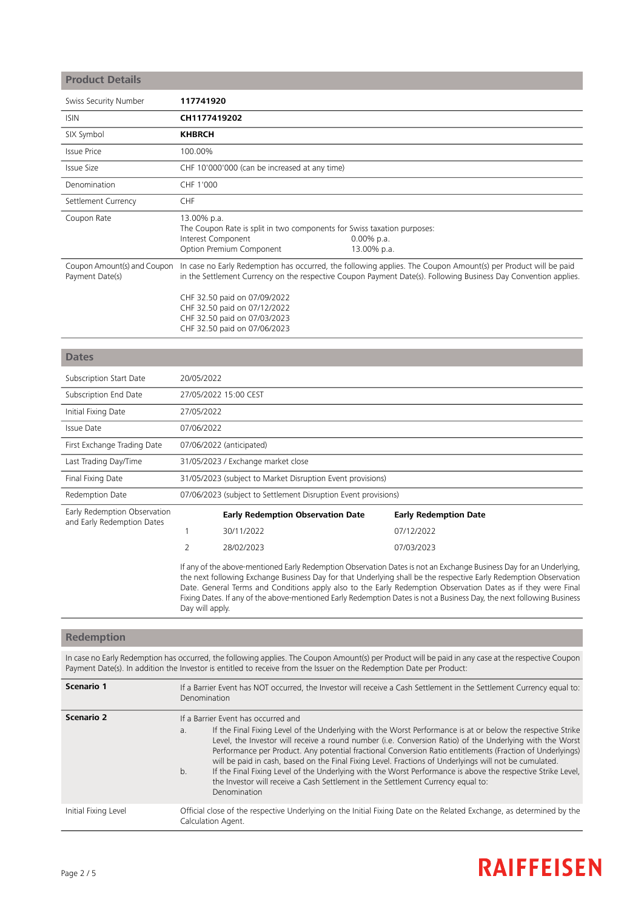## Product Details

| | |
|---|---|
| Swiss Security Number | **117741920** |
| ISIN | **CH1177419202** |
| SIX Symbol | **KHBRCH** |
| Issue Price | 100.00% |
| Issue Size | CHF 10'000'000 (can be increased at any time) |
| Denomination | CHF 1'000 |
| Settlement Currency | CHF |
| Coupon Rate | 13.00% p.a.<br>The Coupon Rate is split in two components for Swiss taxation purposes:<br>Interest Component 0.00% p.a.<br>Option Premium Component 13.00% p.a. |
| Coupon Amount(s) and Coupon Payment Date(s) | In case no Early Redemption has occurred, the following applies. The Coupon Amount(s) per Product will be paid in the Settlement Currency on the respective Coupon Payment Date(s). Following Business Day Convention applies.<br><br>CHF 32.50 paid on 07/09/2022<br>CHF 32.50 paid on 07/12/2022<br>CHF 32.50 paid on 07/03/2023<br>CHF 32.50 paid on 07/06/2023 |

## Dates

| | |
|---|---|
| Subscription Start Date | 20/05/2022 |
| Subscription End Date | 27/05/2022 15:00 CEST |
| Initial Fixing Date | 27/05/2022 |
| Issue Date | 07/06/2022 |
| First Exchange Trading Date | 07/06/2022 (anticipated) |
| Last Trading Day/Time | 31/05/2023 / Exchange market close |
| Final Fixing Date | 31/05/2023 (subject to Market Disruption Event provisions) |
| Redemption Date | 07/06/2023 (subject to Settlement Disruption Event provisions) |

Early Redemption Observation and Early Redemption Dates

| | Early Redemption Observation Date | Early Redemption Date |
|---|---|---|
| 1 | 30/11/2022 | 07/12/2022 |
| 2 | 28/02/2023 | 07/03/2023 |

If any of the above-mentioned Early Redemption Observation Dates is not an Exchange Business Day for an Underlying, the next following Exchange Business Day for that Underlying shall be the respective Early Redemption Observation Date. General Terms and Conditions apply also to the Early Redemption Observation Dates as if they were Final Fixing Dates. If any of the above-mentioned Early Redemption Dates is not a Business Day, the next following Business Day will apply.

## Redemption

In case no Early Redemption has occurred, the following applies. The Coupon Amount(s) per Product will be paid in any case at the respective Coupon Payment Date(s). In addition the Investor is entitled to receive from the Issuer on the Redemption Date per Product:

| | |
|---|---|
| **Scenario 1** | If a Barrier Event has NOT occurred, the Investor will receive a Cash Settlement in the Settlement Currency equal to: Denomination |
| **Scenario 2** | If a Barrier Event has occurred and<br>a. If the Final Fixing Level of the Underlying with the Worst Performance is at or below the respective Strike Level, the Investor will receive a round number (i.e. Conversion Ratio) of the Underlying with the Worst Performance per Product. Any potential fractional Conversion Ratio entitlements (Fraction of Underlyings) will be paid in cash, based on the Final Fixing Level. Fractions of Underlyings will not be cumulated.<br>b. If the Final Fixing Level of the Underlying with the Worst Performance is above the respective Strike Level, the Investor will receive a Cash Settlement in the Settlement Currency equal to: Denomination |
| Initial Fixing Level | Official close of the respective Underlying on the Initial Fixing Date on the Related Exchange, as determined by the Calculation Agent. |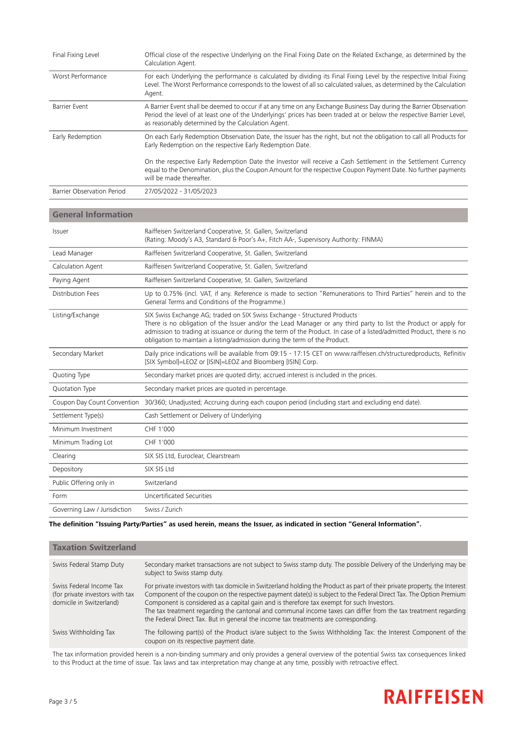| | |
|---|---|
| Final Fixing Level | Official close of the respective Underlying on the Final Fixing Date on the Related Exchange, as determined by the Calculation Agent. |
| Worst Performance | For each Underlying the performance is calculated by dividing its Final Fixing Level by the respective Initial Fixing Level. The Worst Performance corresponds to the lowest of all so calculated values, as determined by the Calculation Agent. |
| Barrier Event | A Barrier Event shall be deemed to occur if at any time on any Exchange Business Day during the Barrier Observation Period the level of at least one of the Underlyings' prices has been traded at or below the respective Barrier Level, as reasonably determined by the Calculation Agent. |
| Early Redemption | On each Early Redemption Observation Date, the Issuer has the right, but not the obligation to call all Products for Early Redemption on the respective Early Redemption Date.<br><br>On the respective Early Redemption Date the Investor will receive a Cash Settlement in the Settlement Currency equal to the Denomination, plus the Coupon Amount for the respective Coupon Payment Date. No further payments will be made thereafter. |
| Barrier Observation Period | 27/05/2022 - 31/05/2023 |

## General Information

| | |
|---|---|
| Issuer | Raiffeisen Switzerland Cooperative, St. Gallen, Switzerland<br>(Rating: Moody's A3, Standard & Poor's A+, Fitch AA-, Supervisory Authority: FINMA) |
| Lead Manager | Raiffeisen Switzerland Cooperative, St. Gallen, Switzerland |
| Calculation Agent | Raiffeisen Switzerland Cooperative, St. Gallen, Switzerland |
| Paying Agent | Raiffeisen Switzerland Cooperative, St. Gallen, Switzerland |
| Distribution Fees | Up to 0.75% (incl. VAT, if any. Reference is made to section "Remunerations to Third Parties" herein and to the General Terms and Conditions of the Programme.) |
| Listing/Exchange | SIX Swiss Exchange AG; traded on SIX Swiss Exchange - Structured Products<br>There is no obligation of the Issuer and/or the Lead Manager or any third party to list the Product or apply for admission to trading at issuance or during the term of the Product. In case of a listed/admitted Product, there is no obligation to maintain a listing/admission during the term of the Product. |
| Secondary Market | Daily price indications will be available from 09:15 - 17:15 CET on www.raiffeisen.ch/structuredproducts, Refinitiv [SIX Symbol]=LEOZ or [ISIN]=LEOZ and Bloomberg [ISIN] Corp. |
| Quoting Type | Secondary market prices are quoted dirty; accrued interest is included in the prices. |
| Quotation Type | Secondary market prices are quoted in percentage. |
| Coupon Day Count Convention | 30/360; Unadjusted; Accruing during each coupon period (including start and excluding end date). |
| Settlement Type(s) | Cash Settlement or Delivery of Underlying |
| Minimum Investment | CHF 1'000 |
| Minimum Trading Lot | CHF 1'000 |
| Clearing | SIX SIS Ltd, Euroclear, Clearstream |
| Depository | SIX SIS Ltd |
| Public Offering only in | Switzerland |
| Form | Uncertificated Securities |
| Governing Law / Jurisdiction | Swiss / Zurich |

**The definition "Issuing Party/Parties" as used herein, means the Issuer, as indicated in section "General Information".**

## Taxation Switzerland

| | |
|---|---|
| Swiss Federal Stamp Duty | Secondary market transactions are not subject to Swiss stamp duty. The possible Delivery of the Underlying may be subject to Swiss stamp duty. |
| Swiss Federal Income Tax (for private investors with tax domicile in Switzerland) | For private investors with tax domicile in Switzerland holding the Product as part of their private property, the Interest Component of the coupon on the respective payment date(s) is subject to the Federal Direct Tax. The Option Premium Component is considered as a capital gain and is therefore tax exempt for such Investors.<br>The tax treatment regarding the cantonal and communal income taxes can differ from the tax treatment regarding the Federal Direct Tax. But in general the income tax treatments are corresponding. |
| Swiss Withholding Tax | The following part(s) of the Product is/are subject to the Swiss Withholding Tax: the Interest Component of the coupon on its respective payment date. |

The tax information provided herein is a non-binding summary and only provides a general overview of the potential Swiss tax consequences linked to this Product at the time of issue. Tax laws and tax interpretation may change at any time, possibly with retroactive effect.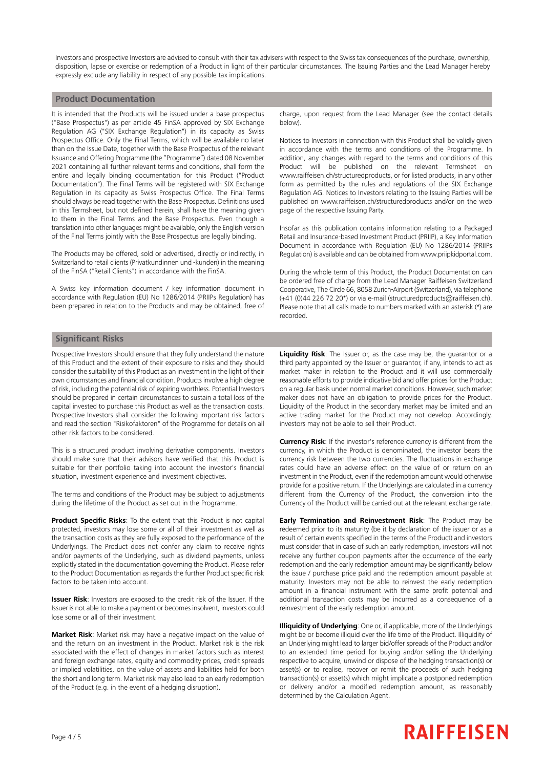Investors and prospective Investors are advised to consult with their tax advisers with respect to the Swiss tax consequences of the purchase, ownership, disposition, lapse or exercise or redemption of a Product in light of their particular circumstances. The Issuing Parties and the Lead Manager hereby expressly exclude any liability in respect of any possible tax implications.

## Product Documentation

It is intended that the Products will be issued under a base prospectus ("Base Prospectus") as per article 45 FinSA approved by SIX Exchange Regulation AG ("SIX Exchange Regulation") in its capacity as Swiss Prospectus Office. Only the Final Terms, which will be available no later than on the Issue Date, together with the Base Prospectus of the relevant Issuance and Offering Programme (the "Programme") dated 08 November 2021 containing all further relevant terms and conditions, shall form the entire and legally binding documentation for this Product ("Product Documentation"). The Final Terms will be registered with SIX Exchange Regulation in its capacity as Swiss Prospectus Office. The Final Terms should always be read together with the Base Prospectus. Definitions used in this Termsheet, but not defined herein, shall have the meaning given to them in the Final Terms and the Base Prospectus. Even though a translation into other languages might be available, only the English version of the Final Terms jointly with the Base Prospectus are legally binding.

The Products may be offered, sold or advertised, directly or indirectly, in Switzerland to retail clients (Privatkundinnen und -kunden) in the meaning of the FinSA ("Retail Clients") in accordance with the FinSA.

A Swiss key information document / key information document in accordance with Regulation (EU) No 1286/2014 (PRIIPs Regulation) has been prepared in relation to the Products and may be obtained, free of charge, upon request from the Lead Manager (see the contact details below).

Notices to Investors in connection with this Product shall be validly given in accordance with the terms and conditions of the Programme. In addition, any changes with regard to the terms and conditions of this Product will be published on the relevant Termsheet on www.raiffeisen.ch/structuredproducts, or for listed products, in any other form as permitted by the rules and regulations of the SIX Exchange Regulation AG. Notices to Investors relating to the Issuing Parties will be published on www.raiffeisen.ch/structuredproducts and/or on the web page of the respective Issuing Party.

Insofar as this publication contains information relating to a Packaged Retail and Insurance-based Investment Product (PRIIP), a Key Information Document in accordance with Regulation (EU) No 1286/2014 (PRIIPs Regulation) is available and can be obtained from www.priipkidportal.com.

During the whole term of this Product, the Product Documentation can be ordered free of charge from the Lead Manager Raiffeisen Switzerland Cooperative, The Circle 66, 8058 Zurich-Airport (Switzerland), via telephone (+41 (0)44 226 72 20*) or via e-mail (structuredproducts@raiffeisen.ch). Please note that all calls made to numbers marked with an asterisk (*) are recorded.

## Significant Risks

Prospective Investors should ensure that they fully understand the nature of this Product and the extent of their exposure to risks and they should consider the suitability of this Product as an investment in the light of their own circumstances and financial condition. Products involve a high degree of risk, including the potential risk of expiring worthless. Potential Investors should be prepared in certain circumstances to sustain a total loss of the capital invested to purchase this Product as well as the transaction costs. Prospective Investors shall consider the following important risk factors and read the section "Risikofaktoren" of the Programme for details on all other risk factors to be considered.

This is a structured product involving derivative components. Investors should make sure that their advisors have verified that this Product is suitable for their portfolio taking into account the investor's financial situation, investment experience and investment objectives.

The terms and conditions of the Product may be subject to adjustments during the lifetime of the Product as set out in the Programme.

**Product Specific Risks**: To the extent that this Product is not capital protected, investors may lose some or all of their investment as well as the transaction costs as they are fully exposed to the performance of the Underlyings. The Product does not confer any claim to receive rights and/or payments of the Underlying, such as dividend payments, unless explicitly stated in the documentation governing the Product. Please refer to the Product Documentation as regards the further Product specific risk factors to be taken into account.

**Issuer Risk**: Investors are exposed to the credit risk of the Issuer. If the Issuer is not able to make a payment or becomes insolvent, investors could lose some or all of their investment.

**Market Risk**: Market risk may have a negative impact on the value of and the return on an investment in the Product. Market risk is the risk associated with the effect of changes in market factors such as interest and foreign exchange rates, equity and commodity prices, credit spreads or implied volatilities, on the value of assets and liabilities held for both the short and long term. Market risk may also lead to an early redemption of the Product (e.g. in the event of a hedging disruption).

**Liquidity Risk**: The Issuer or, as the case may be, the guarantor or a third party appointed by the Issuer or guarantor, if any, intends to act as market maker in relation to the Product and it will use commercially reasonable efforts to provide indicative bid and offer prices for the Product on a regular basis under normal market conditions. However, such market maker does not have an obligation to provide prices for the Product. Liquidity of the Product in the secondary market may be limited and an active trading market for the Product may not develop. Accordingly, investors may not be able to sell their Product.

**Currency Risk**: If the investor's reference currency is different from the currency, in which the Product is denominated, the investor bears the currency risk between the two currencies. The fluctuations in exchange rates could have an adverse effect on the value of or return on an investment in the Product, even if the redemption amount would otherwise provide for a positive return. If the Underlyings are calculated in a currency different from the Currency of the Product, the conversion into the Currency of the Product will be carried out at the relevant exchange rate.

**Early Termination and Reinvestment Risk**: The Product may be redeemed prior to its maturity (be it by declaration of the issuer or as a result of certain events specified in the terms of the Product) and investors must consider that in case of such an early redemption, investors will not receive any further coupon payments after the occurrence of the early redemption and the early redemption amount may be significantly below the issue / purchase price paid and the redemption amount payable at maturity. Investors may not be able to reinvest the early redemption amount in a financial instrument with the same profit potential and additional transaction costs may be incurred as a consequence of a reinvestment of the early redemption amount.

**Illiquidity of Underlying**: One or, if applicable, more of the Underlyings might be or become illiquid over the life time of the Product. Illiquidity of an Underlying might lead to larger bid/offer spreads of the Product and/or to an extended time period for buying and/or selling the Underlying respective to acquire, unwind or dispose of the hedging transaction(s) or asset(s) or to realise, recover or remit the proceeds of such hedging transaction(s) or asset(s) which might implicate a postponed redemption or delivery and/or a modified redemption amount, as reasonably determined by the Calculation Agent.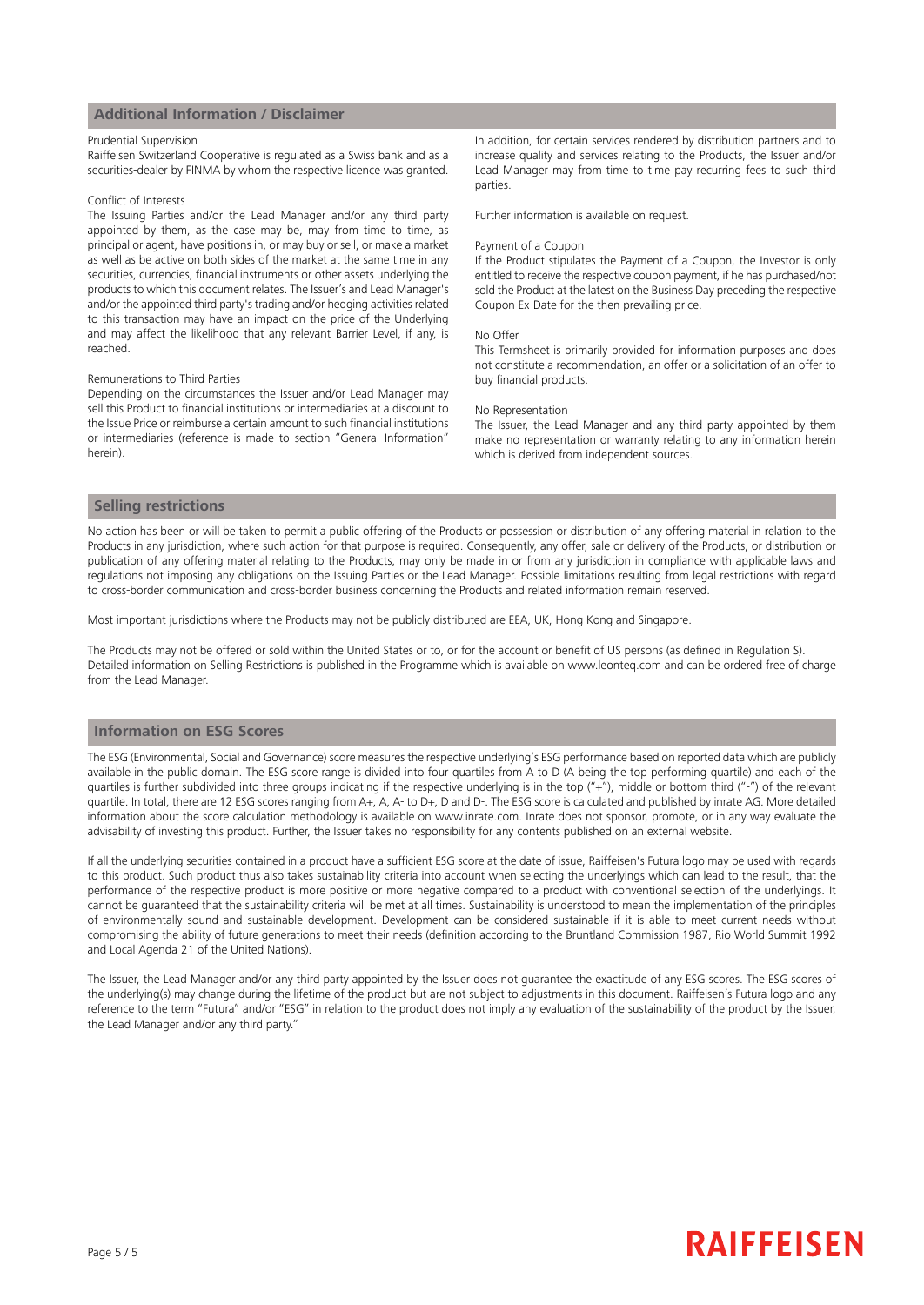## Additional Information / Disclaimer

Prudential Supervision
Raiffeisen Switzerland Cooperative is regulated as a Swiss bank and as a securities-dealer by FINMA by whom the respective licence was granted.

Conflict of Interests
The Issuing Parties and/or the Lead Manager and/or any third party appointed by them, as the case may be, may from time to time, as principal or agent, have positions in, or may buy or sell, or make a market as well as be active on both sides of the market at the same time in any securities, currencies, financial instruments or other assets underlying the products to which this document relates. The Issuer's and Lead Manager's and/or the appointed third party's trading and/or hedging activities related to this transaction may have an impact on the price of the Underlying and may affect the likelihood that any relevant Barrier Level, if any, is reached.

Remunerations to Third Parties
Depending on the circumstances the Issuer and/or Lead Manager may sell this Product to financial institutions or intermediaries at a discount to the Issue Price or reimburse a certain amount to such financial institutions or intermediaries (reference is made to section "General Information" herein).

In addition, for certain services rendered by distribution partners and to increase quality and services relating to the Products, the Issuer and/or Lead Manager may from time to time pay recurring fees to such third parties.

Further information is available on request.

Payment of a Coupon
If the Product stipulates the Payment of a Coupon, the Investor is only entitled to receive the respective coupon payment, if he has purchased/not sold the Product at the latest on the Business Day preceding the respective Coupon Ex-Date for the then prevailing price.

No Offer
This Termsheet is primarily provided for information purposes and does not constitute a recommendation, an offer or a solicitation of an offer to buy financial products.

No Representation
The Issuer, the Lead Manager and any third party appointed by them make no representation or warranty relating to any information herein which is derived from independent sources.

## Selling restrictions

No action has been or will be taken to permit a public offering of the Products or possession or distribution of any offering material in relation to the Products in any jurisdiction, where such action for that purpose is required. Consequently, any offer, sale or delivery of the Products, or distribution or publication of any offering material relating to the Products, may only be made in or from any jurisdiction in compliance with applicable laws and regulations not imposing any obligations on the Issuing Parties or the Lead Manager. Possible limitations resulting from legal restrictions with regard to cross-border communication and cross-border business concerning the Products and related information remain reserved.

Most important jurisdictions where the Products may not be publicly distributed are EEA, UK, Hong Kong and Singapore.

The Products may not be offered or sold within the United States or to, or for the account or benefit of US persons (as defined in Regulation S).
Detailed information on Selling Restrictions is published in the Programme which is available on www.leonteq.com and can be ordered free of charge from the Lead Manager.

## Information on ESG Scores

The ESG (Environmental, Social and Governance) score measures the respective underlying's ESG performance based on reported data which are publicly available in the public domain. The ESG score range is divided into four quartiles from A to D (A being the top performing quartile) and each of the quartiles is further subdivided into three groups indicating if the respective underlying is in the top ("+"), middle or bottom third ("-") of the relevant quartile. In total, there are 12 ESG scores ranging from A+, A, A- to D+, D and D-. The ESG score is calculated and published by inrate AG. More detailed information about the score calculation methodology is available on www.inrate.com. Inrate does not sponsor, promote, or in any way evaluate the advisability of investing this product. Further, the Issuer takes no responsibility for any contents published on an external website.

If all the underlying securities contained in a product have a sufficient ESG score at the date of issue, Raiffeisen's Futura logo may be used with regards to this product. Such product thus also takes sustainability criteria into account when selecting the underlyings which can lead to the result, that the performance of the respective product is more positive or more negative compared to a product with conventional selection of the underlyings. It cannot be guaranteed that the sustainability criteria will be met at all times. Sustainability is understood to mean the implementation of the principles of environmentally sound and sustainable development. Development can be considered sustainable if it is able to meet current needs without compromising the ability of future generations to meet their needs (definition according to the Bruntland Commission 1987, Rio World Summit 1992 and Local Agenda 21 of the United Nations).

The Issuer, the Lead Manager and/or any third party appointed by the Issuer does not guarantee the exactitude of any ESG scores. The ESG scores of the underlying(s) may change during the lifetime of the product but are not subject to adjustments in this document. Raiffeisen's Futura logo and any reference to the term "Futura" and/or "ESG" in relation to the product does not imply any evaluation of the sustainability of the product by the Issuer, the Lead Manager and/or any third party."

RAIFFEISEN